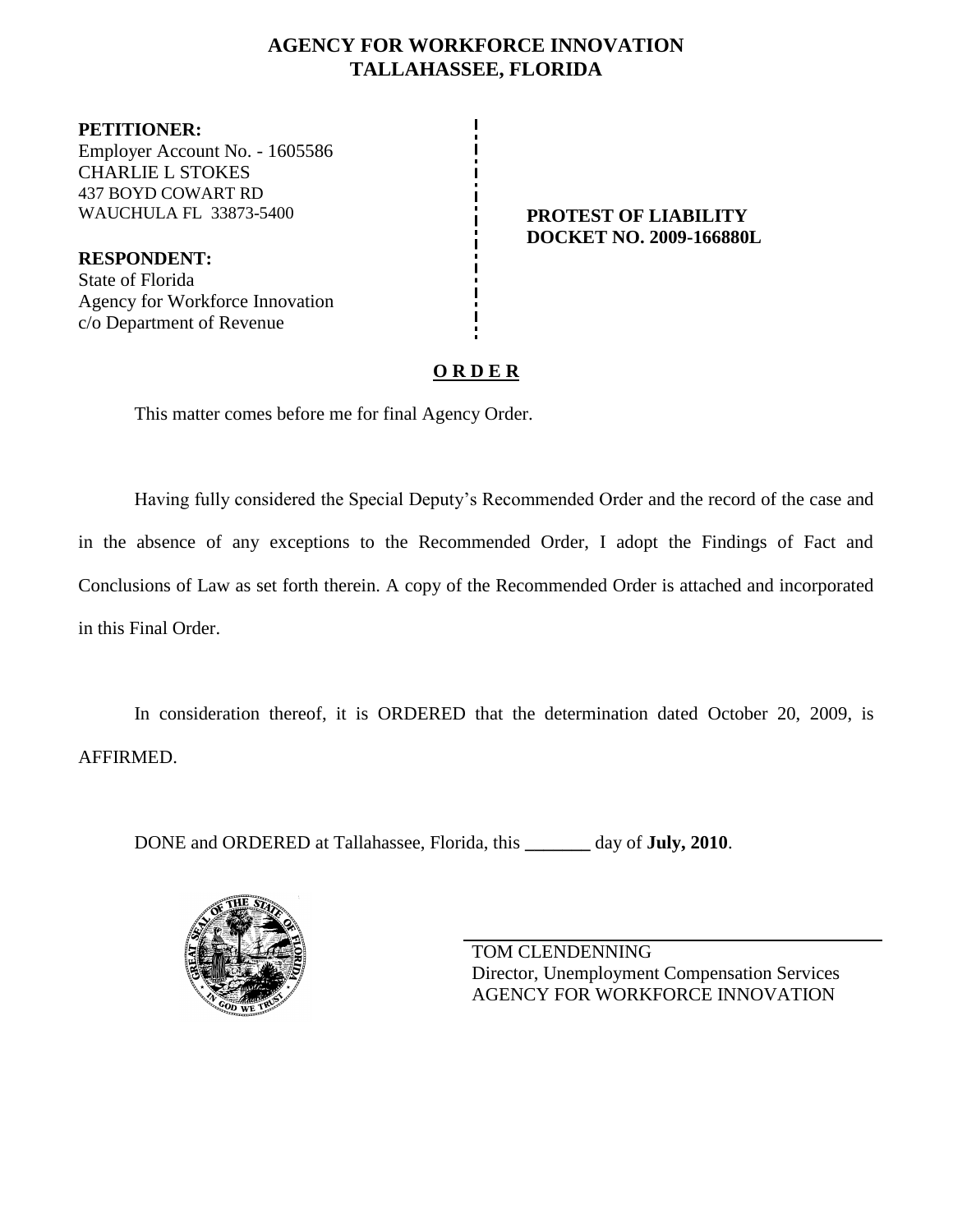# AGENCY FOR WORKFORCE INNOVATION
## TALLAHASSEE, FLORIDA

**PETITIONER:**
Employer Account No. - 1605586
CHARLIE L STOKES
437 BOYD COWART RD
WAUCHULA FL 33873-5400

**RESPONDENT:**
State of Florida
Agency for Workforce Innovation
c/o Department of Revenue

**PROTEST OF LIABILITY**
**DOCKET NO. 2009-166880L**

## O R D E R

This matter comes before me for final Agency Order.

Having fully considered the Special Deputy's Recommended Order and the record of the case and in the absence of any exceptions to the Recommended Order, I adopt the Findings of Fact and Conclusions of Law as set forth therein. A copy of the Recommended Order is attached and incorporated in this Final Order.

In consideration thereof, it is ORDERED that the determination dated October 20, 2009, is AFFIRMED.

DONE and ORDERED at Tallahassee, Florida, this _______ day of **July, 2010**.

TOM CLENDENNING
Director, Unemployment Compensation Services
AGENCY FOR WORKFORCE INNOVATION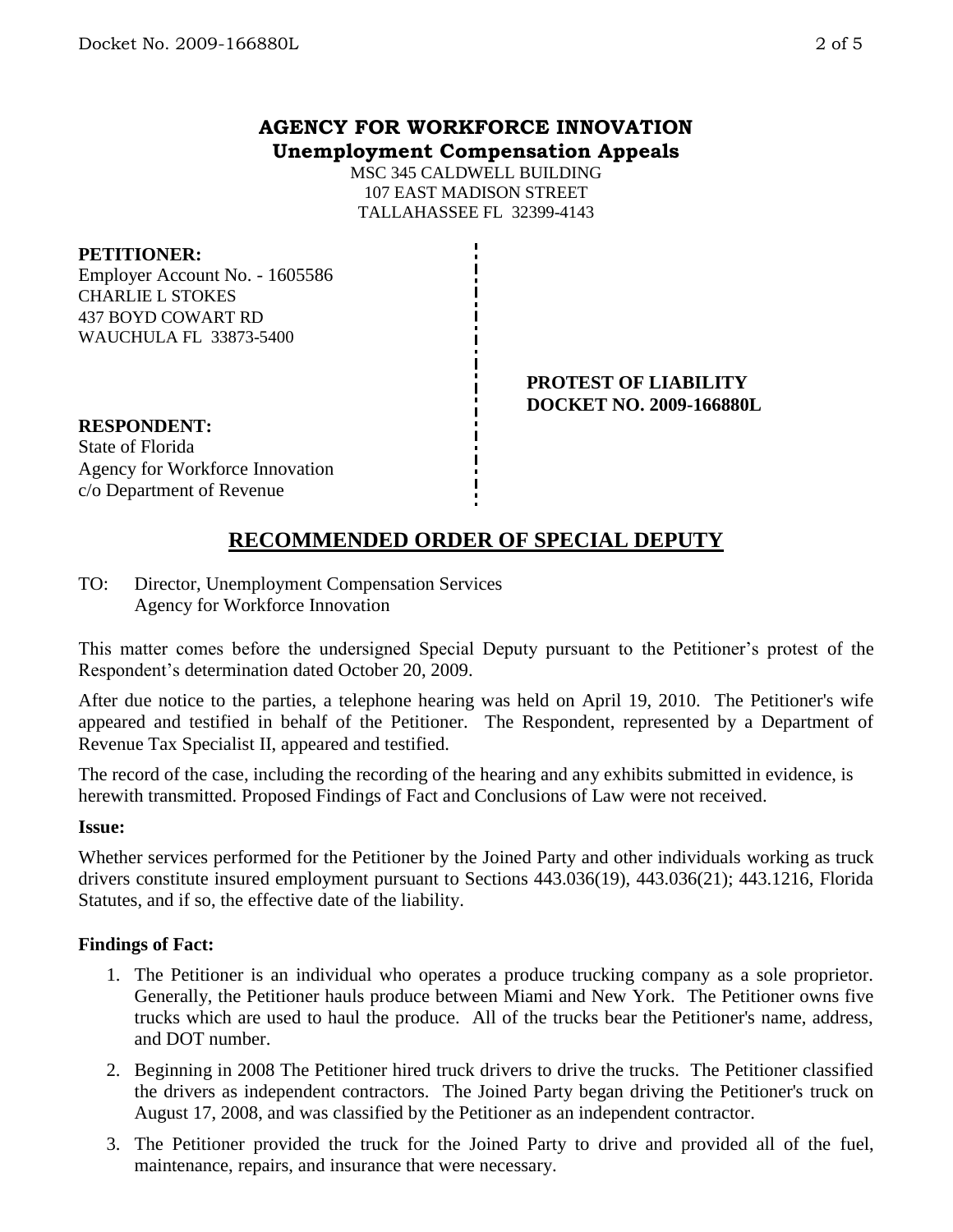**AGENCY FOR WORKFORCE INNOVATION**
**Unemployment Compensation Appeals**

MSC 345 CALDWELL BUILDING
107 EAST MADISON STREET
TALLAHASSEE FL 32399-4143

**PETITIONER:**
Employer Account No. - 1605586
CHARLIE L STOKES
437 BOYD COWART RD
WAUCHULA FL 33873-5400

**PROTEST OF LIABILITY**
**DOCKET NO. 2009-166880L**

**RESPONDENT:**
State of Florida
Agency for Workforce Innovation
c/o Department of Revenue

# RECOMMENDED ORDER OF SPECIAL DEPUTY

TO: Director, Unemployment Compensation Services
Agency for Workforce Innovation

This matter comes before the undersigned Special Deputy pursuant to the Petitioner's protest of the Respondent's determination dated October 20, 2009.

After due notice to the parties, a telephone hearing was held on April 19, 2010. The Petitioner's wife appeared and testified in behalf of the Petitioner. The Respondent, represented by a Department of Revenue Tax Specialist II, appeared and testified.

The record of the case, including the recording of the hearing and any exhibits submitted in evidence, is herewith transmitted. Proposed Findings of Fact and Conclusions of Law were not received.

**Issue:**

Whether services performed for the Petitioner by the Joined Party and other individuals working as truck drivers constitute insured employment pursuant to Sections 443.036(19), 443.036(21); 443.1216, Florida Statutes, and if so, the effective date of the liability.

**Findings of Fact:**

1. The Petitioner is an individual who operates a produce trucking company as a sole proprietor. Generally, the Petitioner hauls produce between Miami and New York. The Petitioner owns five trucks which are used to haul the produce. All of the trucks bear the Petitioner's name, address, and DOT number.
2. Beginning in 2008 The Petitioner hired truck drivers to drive the trucks. The Petitioner classified the drivers as independent contractors. The Joined Party began driving the Petitioner's truck on August 17, 2008, and was classified by the Petitioner as an independent contractor.
3. The Petitioner provided the truck for the Joined Party to drive and provided all of the fuel, maintenance, repairs, and insurance that were necessary.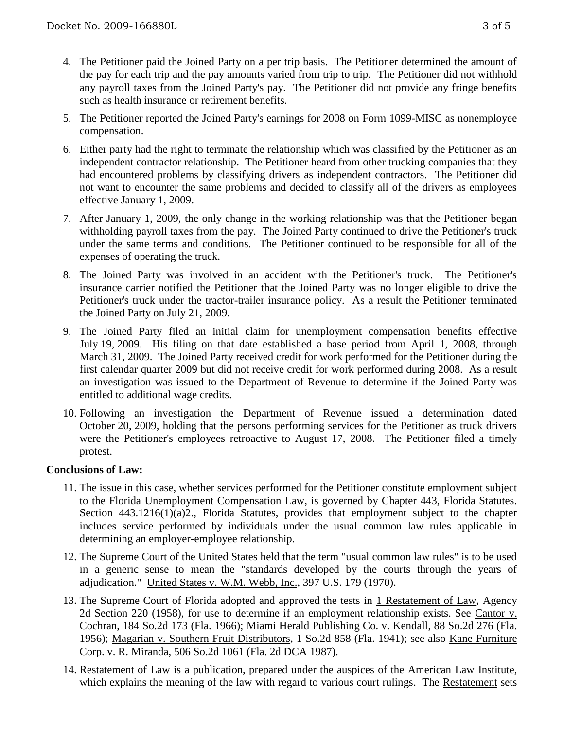4. The Petitioner paid the Joined Party on a per trip basis. The Petitioner determined the amount of the pay for each trip and the pay amounts varied from trip to trip. The Petitioner did not withhold any payroll taxes from the Joined Party's pay. The Petitioner did not provide any fringe benefits such as health insurance or retirement benefits.

5. The Petitioner reported the Joined Party's earnings for 2008 on Form 1099-MISC as nonemployee compensation.

6. Either party had the right to terminate the relationship which was classified by the Petitioner as an independent contractor relationship. The Petitioner heard from other trucking companies that they had encountered problems by classifying drivers as independent contractors. The Petitioner did not want to encounter the same problems and decided to classify all of the drivers as employees effective January 1, 2009.

7. After January 1, 2009, the only change in the working relationship was that the Petitioner began withholding payroll taxes from the pay. The Joined Party continued to drive the Petitioner's truck under the same terms and conditions. The Petitioner continued to be responsible for all of the expenses of operating the truck.

8. The Joined Party was involved in an accident with the Petitioner's truck. The Petitioner's insurance carrier notified the Petitioner that the Joined Party was no longer eligible to drive the Petitioner's truck under the tractor-trailer insurance policy. As a result the Petitioner terminated the Joined Party on July 21, 2009.

9. The Joined Party filed an initial claim for unemployment compensation benefits effective July 19, 2009. His filing on that date established a base period from April 1, 2008, through March 31, 2009. The Joined Party received credit for work performed for the Petitioner during the first calendar quarter 2009 but did not receive credit for work performed during 2008. As a result an investigation was issued to the Department of Revenue to determine if the Joined Party was entitled to additional wage credits.

10. Following an investigation the Department of Revenue issued a determination dated October 20, 2009, holding that the persons performing services for the Petitioner as truck drivers were the Petitioner's employees retroactive to August 17, 2008. The Petitioner filed a timely protest.

**Conclusions of Law:**

11. The issue in this case, whether services performed for the Petitioner constitute employment subject to the Florida Unemployment Compensation Law, is governed by Chapter 443, Florida Statutes. Section 443.1216(1)(a)2., Florida Statutes, provides that employment subject to the chapter includes service performed by individuals under the usual common law rules applicable in determining an employer-employee relationship.

12. The Supreme Court of the United States held that the term "usual common law rules" is to be used in a generic sense to mean the "standards developed by the courts through the years of adjudication." United States v. W.M. Webb, Inc., 397 U.S. 179 (1970).

13. The Supreme Court of Florida adopted and approved the tests in 1 Restatement of Law, Agency 2d Section 220 (1958), for use to determine if an employment relationship exists. See Cantor v. Cochran, 184 So.2d 173 (Fla. 1966); Miami Herald Publishing Co. v. Kendall, 88 So.2d 276 (Fla. 1956); Magarian v. Southern Fruit Distributors, 1 So.2d 858 (Fla. 1941); see also Kane Furniture Corp. v. R. Miranda, 506 So.2d 1061 (Fla. 2d DCA 1987).

14. Restatement of Law is a publication, prepared under the auspices of the American Law Institute, which explains the meaning of the law with regard to various court rulings. The Restatement sets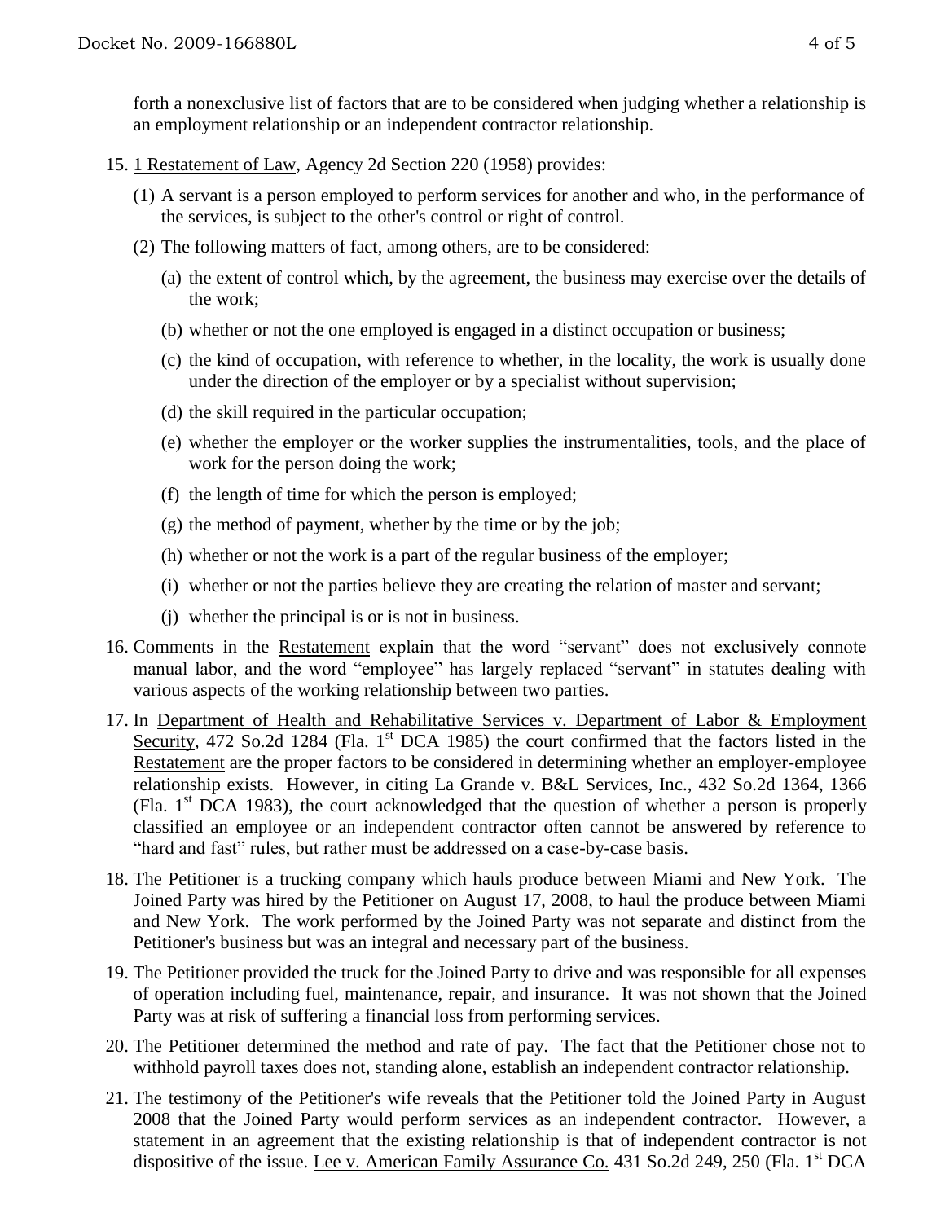forth a nonexclusive list of factors that are to be considered when judging whether a relationship is an employment relationship or an independent contractor relationship.

15. 1 Restatement of Law, Agency 2d Section 220 (1958) provides:
    (1) A servant is a person employed to perform services for another and who, in the performance of the services, is subject to the other's control or right of control.
    (2) The following matters of fact, among others, are to be considered:
        (a) the extent of control which, by the agreement, the business may exercise over the details of the work;
        (b) whether or not the one employed is engaged in a distinct occupation or business;
        (c) the kind of occupation, with reference to whether, in the locality, the work is usually done under the direction of the employer or by a specialist without supervision;
        (d) the skill required in the particular occupation;
        (e) whether the employer or the worker supplies the instrumentalities, tools, and the place of work for the person doing the work;
        (f) the length of time for which the person is employed;
        (g) the method of payment, whether by the time or by the job;
        (h) whether or not the work is a part of the regular business of the employer;
        (i) whether or not the parties believe they are creating the relation of master and servant;
        (j) whether the principal is or is not in business.
16. Comments in the Restatement explain that the word "servant" does not exclusively connote manual labor, and the word "employee" has largely replaced "servant" in statutes dealing with various aspects of the working relationship between two parties.
17. In Department of Health and Rehabilitative Services v. Department of Labor & Employment Security, 472 So.2d 1284 (Fla. 1st DCA 1985) the court confirmed that the factors listed in the Restatement are the proper factors to be considered in determining whether an employer-employee relationship exists. However, in citing La Grande v. B&L Services, Inc., 432 So.2d 1364, 1366 (Fla. 1st DCA 1983), the court acknowledged that the question of whether a person is properly classified an employee or an independent contractor often cannot be answered by reference to "hard and fast" rules, but rather must be addressed on a case-by-case basis.
18. The Petitioner is a trucking company which hauls produce between Miami and New York. The Joined Party was hired by the Petitioner on August 17, 2008, to haul the produce between Miami and New York. The work performed by the Joined Party was not separate and distinct from the Petitioner's business but was an integral and necessary part of the business.
19. The Petitioner provided the truck for the Joined Party to drive and was responsible for all expenses of operation including fuel, maintenance, repair, and insurance. It was not shown that the Joined Party was at risk of suffering a financial loss from performing services.
20. The Petitioner determined the method and rate of pay. The fact that the Petitioner chose not to withhold payroll taxes does not, standing alone, establish an independent contractor relationship.
21. The testimony of the Petitioner's wife reveals that the Petitioner told the Joined Party in August 2008 that the Joined Party would perform services as an independent contractor. However, a statement in an agreement that the existing relationship is that of independent contractor is not dispositive of the issue. Lee v. American Family Assurance Co. 431 So.2d 249, 250 (Fla. 1st DCA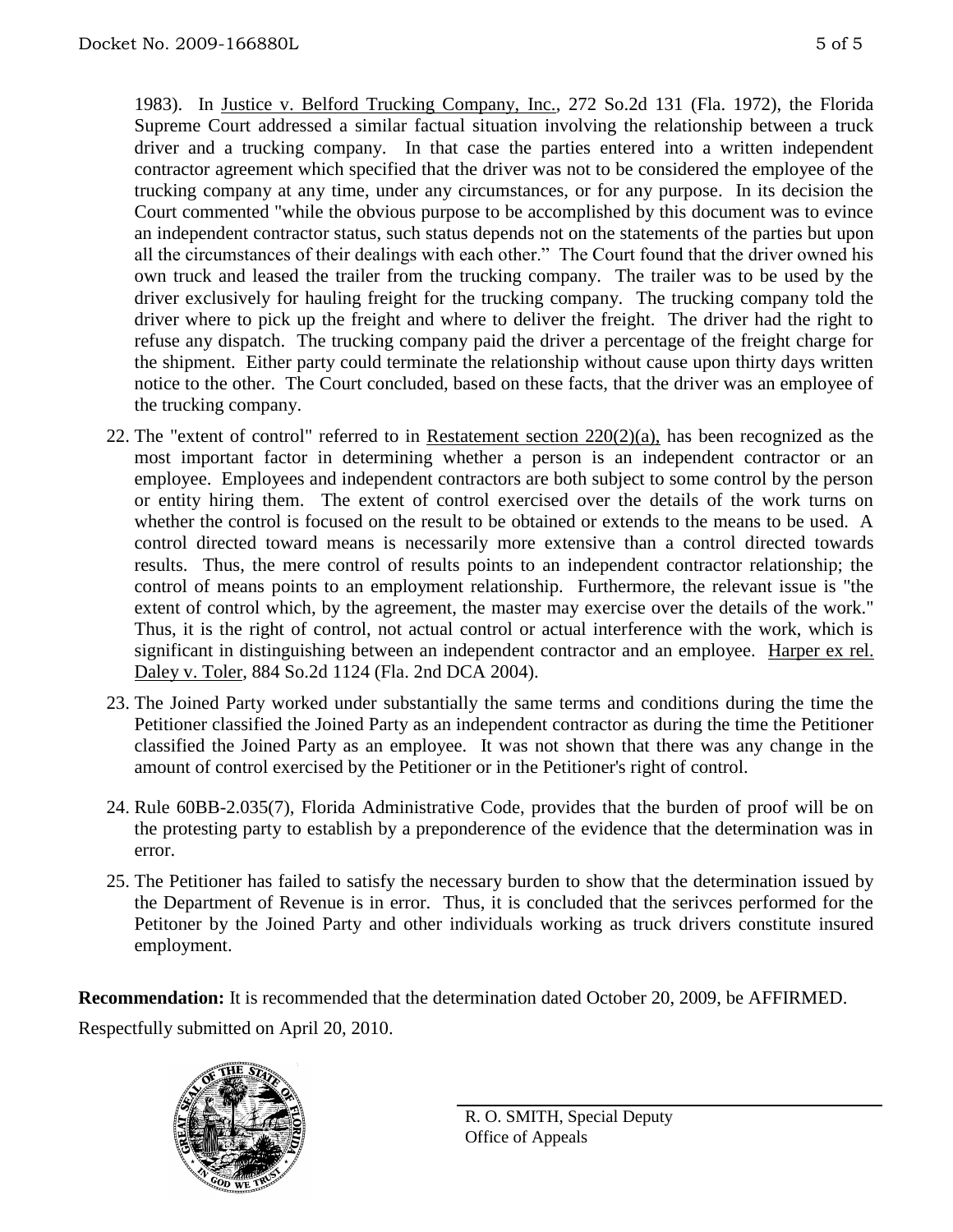1983). In Justice v. Belford Trucking Company, Inc., 272 So.2d 131 (Fla. 1972), the Florida Supreme Court addressed a similar factual situation involving the relationship between a truck driver and a trucking company. In that case the parties entered into a written independent contractor agreement which specified that the driver was not to be considered the employee of the trucking company at any time, under any circumstances, or for any purpose. In its decision the Court commented "while the obvious purpose to be accomplished by this document was to evince an independent contractor status, such status depends not on the statements of the parties but upon all the circumstances of their dealings with each other." The Court found that the driver owned his own truck and leased the trailer from the trucking company. The trailer was to be used by the driver exclusively for hauling freight for the trucking company. The trucking company told the driver where to pick up the freight and where to deliver the freight. The driver had the right to refuse any dispatch. The trucking company paid the driver a percentage of the freight charge for the shipment. Either party could terminate the relationship without cause upon thirty days written notice to the other. The Court concluded, based on these facts, that the driver was an employee of the trucking company.

22. The "extent of control" referred to in Restatement section 220(2)(a), has been recognized as the most important factor in determining whether a person is an independent contractor or an employee. Employees and independent contractors are both subject to some control by the person or entity hiring them. The extent of control exercised over the details of the work turns on whether the control is focused on the result to be obtained or extends to the means to be used. A control directed toward means is necessarily more extensive than a control directed towards results. Thus, the mere control of results points to an independent contractor relationship; the control of means points to an employment relationship. Furthermore, the relevant issue is "the extent of control which, by the agreement, the master may exercise over the details of the work." Thus, it is the right of control, not actual control or actual interference with the work, which is significant in distinguishing between an independent contractor and an employee. Harper ex rel. Daley v. Toler, 884 So.2d 1124 (Fla. 2nd DCA 2004).

23. The Joined Party worked under substantially the same terms and conditions during the time the Petitioner classified the Joined Party as an independent contractor as during the time the Petitioner classified the Joined Party as an employee. It was not shown that there was any change in the amount of control exercised by the Petitioner or in the Petitioner's right of control.

24. Rule 60BB-2.035(7), Florida Administrative Code, provides that the burden of proof will be on the protesting party to establish by a preponderence of the evidence that the determination was in error.

25. The Petitioner has failed to satisfy the necessary burden to show that the determination issued by the Department of Revenue is in error. Thus, it is concluded that the serivces performed for the Petitoner by the Joined Party and other individuals working as truck drivers constitute insured employment.

**Recommendation:** It is recommended that the determination dated October 20, 2009, be AFFIRMED.

Respectfully submitted on April 20, 2010.

R. O. SMITH, Special Deputy
Office of Appeals